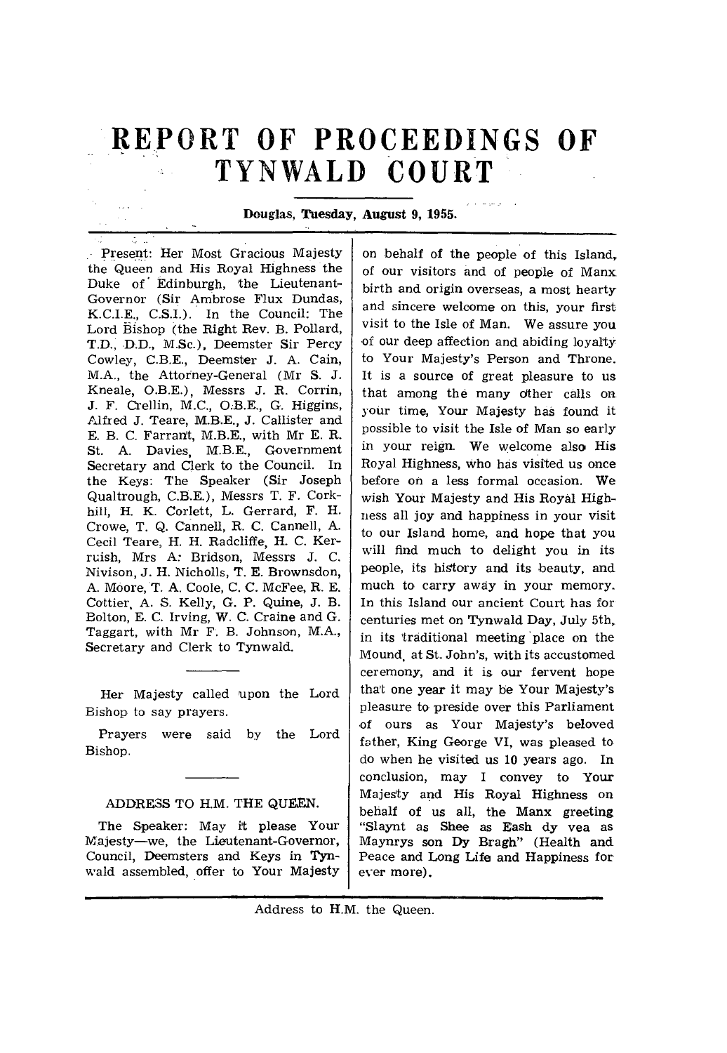# REPORT OF PROCEEDINGS OF TYNWALD COURT

**Douglas, Tuesday, August 9, 1955.**

Present: Her Most Gracious Majesty the Queen and His Royal Highness the Duke of Edinburgh, the Lieutenant-Governor (Sir Ambrose Flux Dundas, K.C.I.E., C.S.I.). In the Council: The Lord Bishop (the Right Rev. B. Pollard, T.D., D.D., M.Sc.), Deemster Sir Percy Cowley, C.B.E., Deemster J. A. Cain, M.A., the Attorney-General (Mr S. J. Kneale, O.B.E.), Messrs J. R. Corrin, J. F. Crellin, M.C., O.B.E., G. Higgins, Alfred J. Teare, M.B.E., J. Callister and E. B. C. Farrant, M.B.E., with Mr E. R. St. A. Davies, M.B.E., Government Secretary and Clerk to the Council. In the Keys: The Speaker (Sir Joseph Qualtrough, C.B.E.), Messrs T. F. Corkhill, H. K. Corlett, L. Gerrard, F. H. Crowe, T. Q. Cannell, R. C. Cannell, A. Cecil Teare, H. H. Radcliffe, H. C. Kerruish, Mrs A. Bridson, Messrs J. C. Nivison, J. H. Nicholls, T. E. Brownsdon, A. Moore, T. A. Coole, C. C. McFee, R. E. Cottier, A. S. Kelly, G. P. Quine, J. B. Bolton, E. C. Irving, W. C. Craine and G. Taggart, with Mr F. B. Johnson, M.A., Secretary and Clerk to Tynwald.

---

Her Majesty called upon the Lord Bishop to say prayers.

Prayers were said by the Lord Bishop.

---

## ADDRESS TO H.M. THE QUEEN.

The Speaker: May it please Your Majesty—we, the Lieutenant-Governor, Council, Deemsters and Keys in Tynwald assembled, offer to Your Majesty on behalf of the people of this Island, of our visitors and of people of Manx birth and origin overseas, a most hearty and sincere welcome on this, your first visit to the Isle of Man. We assure you of our deep affection and abiding loyalty to Your Majesty's Person and Throne. It is a source of great pleasure to us that among the many other calls on your time, Your Majesty has found it possible to visit the Isle of Man so early in your reign. We welcome also His Royal Highness, who has visited us once before on a less formal occasion. We wish Your Majesty and His Royal Highness all joy and happiness in your visit to our Island home, and hope that you will find much to delight you in its people, its history and its beauty, and much to carry away in your memory. In this Island our ancient Court has for centuries met on Tynwald Day, July 5th, in its traditional meeting place on the Mound, at St. John's, with its accustomed ceremony, and it is our fervent hope that one year it may be Your Majesty's pleasure to preside over this Parliament of ours as Your Majesty's beloved father, King George VI, was pleased to do when he visited us 10 years ago. In conclusion, may I convey to Your Majesty and His Royal Highness on behalf of us all, the Manx greeting "Slaynt as Shee as Eash dy vea as Maynrys son Dy Bragh" (Health and Peace and Long Life and Happiness for ever more).

---

Address to H.M. the Queen.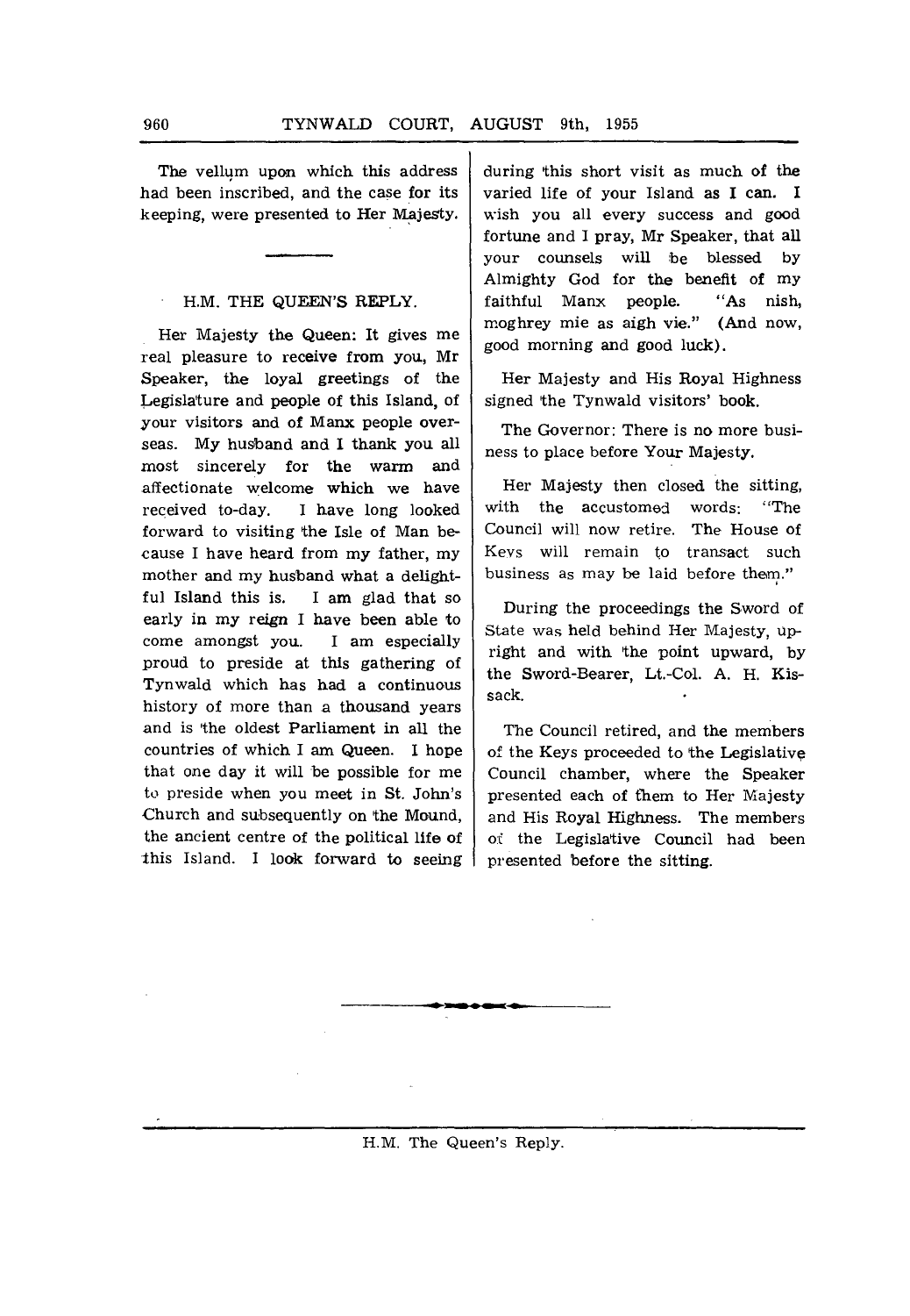The vellum upon which this address had been inscribed, and the case for its keeping, were presented to Her Majesty.

---

## H.M. THE QUEEN'S REPLY.

Her Majesty the Queen: It gives me real pleasure to receive from you, Mr Speaker, the loyal greetings of the Legislature and people of this Island, of your visitors and of Manx people overseas. My husband and I thank you all most sincerely for the warm and affectionate welcome which we have received to-day. I have long looked forward to visiting the Isle of Man because I have heard from my father, my mother and my husband what a delightful Island this is. I am glad that so early in my reign I have been able to come amongst you. I am especially proud to preside at this gathering of Tynwald which has had a continuous history of more than a thousand years and is the oldest Parliament in all the countries of which I am Queen. I hope that one day it will be possible for me to preside when you meet in St. John's Church and subsequently on the Mound, the ancient centre of the political life of this Island. I look forward to seeing during this short visit as much of the varied life of your Island as I can. I wish you all every success and good fortune and I pray, Mr Speaker, that all your counsels will be blessed by Almighty God for the benefit of my faithful Manx people. "As nish, moghrey mie as aigh vie." (And now, good morning and good luck).

Her Majesty and His Royal Highness signed the Tynwald visitors' book.

The Governor: There is no more business to place before Your Majesty.

Her Majesty then closed the sitting, with the accustomed words: "The Council will now retire. The House of Keys will remain to transact such business as may be laid before them."

During the proceedings the Sword of State was held behind Her Majesty, upright and with the point upward, by the Sword-Bearer, Lt.-Col. A. H. Kissack.

The Council retired, and the members of the Keys proceeded to the Legislative Council chamber, where the Speaker presented each of them to Her Majesty and His Royal Highness. The members of the Legislative Council had been presented before the sitting.